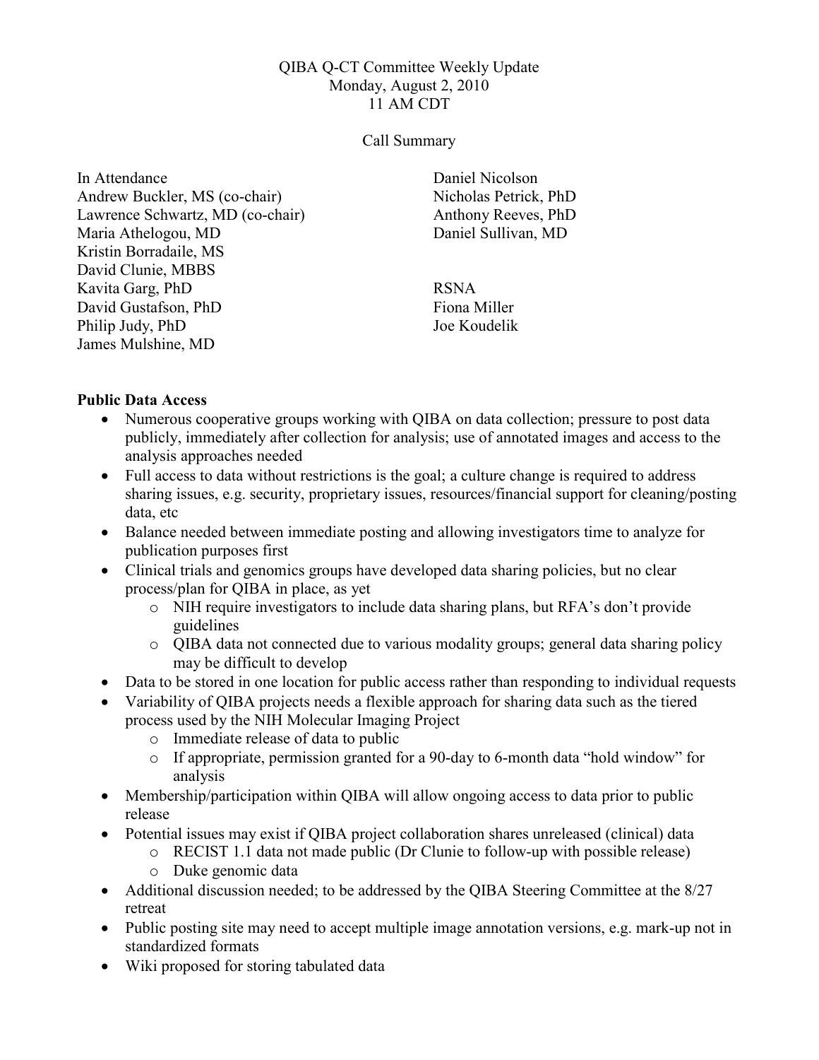QIBA Q-CT Committee Weekly Update
Monday, August 2, 2010
11 AM CDT

Call Summary

In Attendance
Andrew Buckler, MS (co-chair)
Lawrence Schwartz, MD (co-chair)
Maria Athelogou, MD
Kristin Borradaile, MS
David Clunie, MBBS
Kavita Garg, PhD
David Gustafson, PhD
Philip Judy, PhD
James Mulshine, MD
Daniel Nicolson
Nicholas Petrick, PhD
Anthony Reeves, PhD
Daniel Sullivan, MD

RSNA
Fiona Miller
Joe Koudelik

**Public Data Access**

- Numerous cooperative groups working with QIBA on data collection; pressure to post data publicly, immediately after collection for analysis; use of annotated images and access to the analysis approaches needed
- Full access to data without restrictions is the goal; a culture change is required to address sharing issues, e.g. security, proprietary issues, resources/financial support for cleaning/posting data, etc
- Balance needed between immediate posting and allowing investigators time to analyze for publication purposes first
- Clinical trials and genomics groups have developed data sharing policies, but no clear process/plan for QIBA in place, as yet
    - NIH require investigators to include data sharing plans, but RFA's don't provide guidelines
    - QIBA data not connected due to various modality groups; general data sharing policy may be difficult to develop
- Data to be stored in one location for public access rather than responding to individual requests
- Variability of QIBA projects needs a flexible approach for sharing data such as the tiered process used by the NIH Molecular Imaging Project
    - Immediate release of data to public
    - If appropriate, permission granted for a 90-day to 6-month data "hold window" for analysis
- Membership/participation within QIBA will allow ongoing access to data prior to public release
- Potential issues may exist if QIBA project collaboration shares unreleased (clinical) data
    - RECIST 1.1 data not made public (Dr Clunie to follow-up with possible release)
    - Duke genomic data
- Additional discussion needed; to be addressed by the QIBA Steering Committee at the 8/27 retreat
- Public posting site may need to accept multiple image annotation versions, e.g. mark-up not in standardized formats
- Wiki proposed for storing tabulated data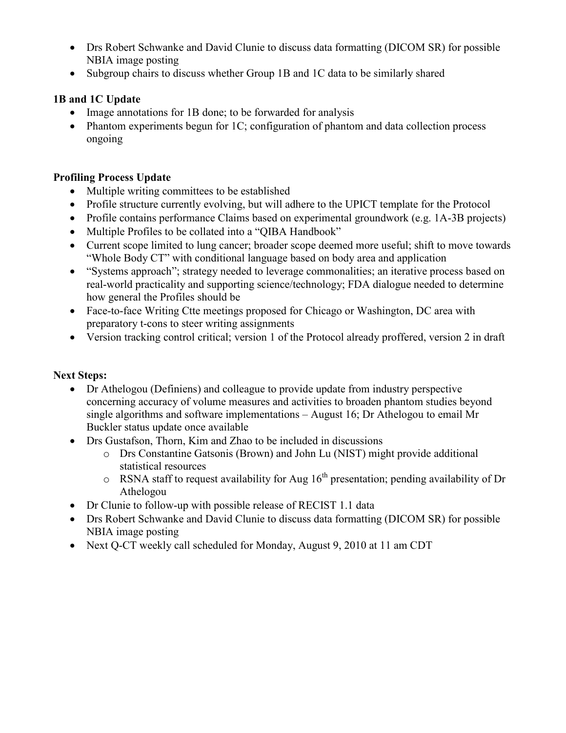- Drs Robert Schwanke and David Clunie to discuss data formatting (DICOM SR) for possible NBIA image posting
- Subgroup chairs to discuss whether Group 1B and 1C data to be similarly shared

**1B and 1C Update**

- Image annotations for 1B done; to be forwarded for analysis
- Phantom experiments begun for 1C; configuration of phantom and data collection process ongoing

**Profiling Process Update**

- Multiple writing committees to be established
- Profile structure currently evolving, but will adhere to the UPICT template for the Protocol
- Profile contains performance Claims based on experimental groundwork (e.g. 1A-3B projects)
- Multiple Profiles to be collated into a "QIBA Handbook"
- Current scope limited to lung cancer; broader scope deemed more useful; shift to move towards "Whole Body CT" with conditional language based on body area and application
- "Systems approach"; strategy needed to leverage commonalities; an iterative process based on real-world practicality and supporting science/technology; FDA dialogue needed to determine how general the Profiles should be
- Face-to-face Writing Ctte meetings proposed for Chicago or Washington, DC area with preparatory t-cons to steer writing assignments
- Version tracking control critical; version 1 of the Protocol already proffered, version 2 in draft

**Next Steps:**

- Dr Athelogou (Definiens) and colleague to provide update from industry perspective concerning accuracy of volume measures and activities to broaden phantom studies beyond single algorithms and software implementations – August 16; Dr Athelogou to email Mr Buckler status update once available
- Drs Gustafson, Thorn, Kim and Zhao to be included in discussions
  - Drs Constantine Gatsonis (Brown) and John Lu (NIST) might provide additional statistical resources
  - RSNA staff to request availability for Aug 16th presentation; pending availability of Dr Athelogou
- Dr Clunie to follow-up with possible release of RECIST 1.1 data
- Drs Robert Schwanke and David Clunie to discuss data formatting (DICOM SR) for possible NBIA image posting
- Next Q-CT weekly call scheduled for Monday, August 9, 2010 at 11 am CDT